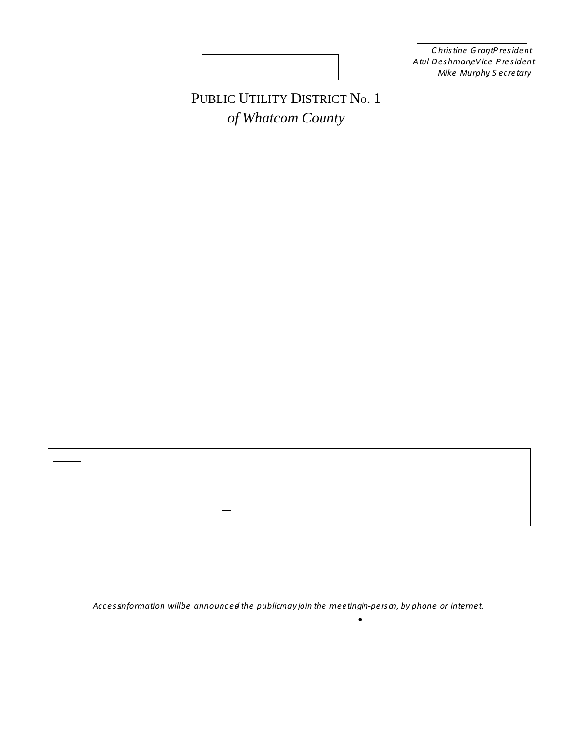*Christine Grant, President*
*Atul Deshmane, Vice President*
*Mike Murphy, Secretary*

PUBLIC UTILITY DISTRICT NO. 1
*of Whatcom County*

*Access information will be announced the public may join the meeting in-person, by phone or internet.*

•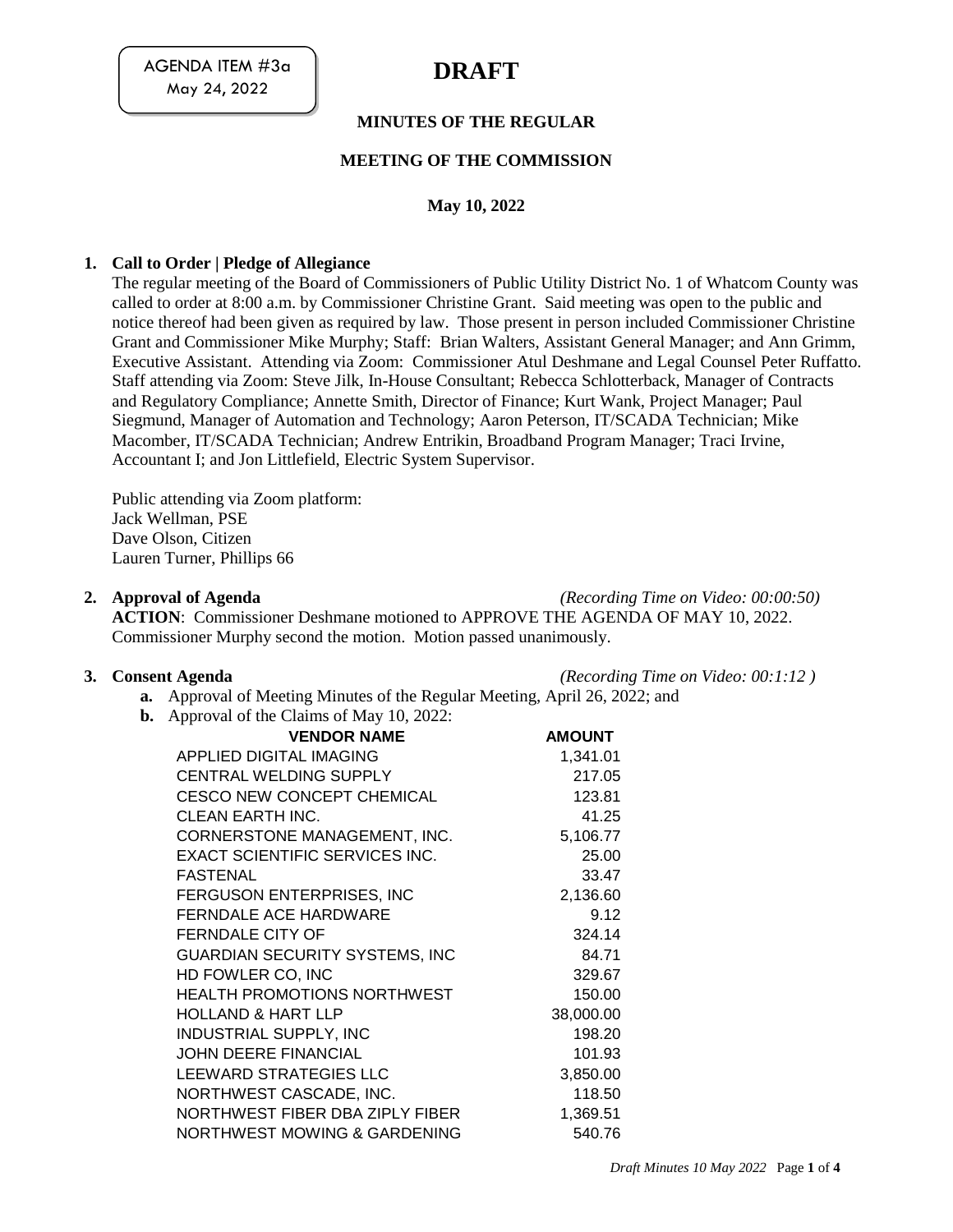AGENDA ITEM #3a
May 24, 2022

# DRAFT

## MINUTES OF THE REGULAR

## MEETING OF THE COMMISSION

**May 10, 2022**

**1. Call to Order | Pledge of Allegiance**

The regular meeting of the Board of Commissioners of Public Utility District No. 1 of Whatcom County was called to order at 8:00 a.m. by Commissioner Christine Grant. Said meeting was open to the public and notice thereof had been given as required by law. Those present in person included Commissioner Christine Grant and Commissioner Mike Murphy; Staff: Brian Walters, Assistant General Manager; and Ann Grimm, Executive Assistant. Attending via Zoom: Commissioner Atul Deshmane and Legal Counsel Peter Ruffatto. Staff attending via Zoom: Steve Jilk, In-House Consultant; Rebecca Schlotterback, Manager of Contracts and Regulatory Compliance; Annette Smith, Director of Finance; Kurt Wank, Project Manager; Paul Siegmund, Manager of Automation and Technology; Aaron Peterson, IT/SCADA Technician; Mike Macomber, IT/SCADA Technician; Andrew Entrikin, Broadband Program Manager; Traci Irvine, Accountant I; and Jon Littlefield, Electric System Supervisor.

Public attending via Zoom platform:
Jack Wellman, PSE
Dave Olson, Citizen
Lauren Turner, Phillips 66

**2. Approval of Agenda** *(Recording Time on Video: 00:00:50)*

**ACTION**: Commissioner Deshmane motioned to APPROVE THE AGENDA OF MAY 10, 2022. Commissioner Murphy second the motion. Motion passed unanimously.

**3. Consent Agenda** *(Recording Time on Video: 00:1:12 )*

**a.** Approval of Meeting Minutes of the Regular Meeting, April 26, 2022; and

**b.** Approval of the Claims of May 10, 2022:

| VENDOR NAME | AMOUNT |
|---|---|
| APPLIED DIGITAL IMAGING | 1,341.01 |
| CENTRAL WELDING SUPPLY | 217.05 |
| CESCO NEW CONCEPT CHEMICAL | 123.81 |
| CLEAN EARTH INC. | 41.25 |
| CORNERSTONE MANAGEMENT, INC. | 5,106.77 |
| EXACT SCIENTIFIC SERVICES INC. | 25.00 |
| FASTENAL | 33.47 |
| FERGUSON ENTERPRISES, INC | 2,136.60 |
| FERNDALE ACE HARDWARE | 9.12 |
| FERNDALE CITY OF | 324.14 |
| GUARDIAN SECURITY SYSTEMS, INC | 84.71 |
| HD FOWLER CO, INC | 329.67 |
| HEALTH PROMOTIONS NORTHWEST | 150.00 |
| HOLLAND & HART LLP | 38,000.00 |
| INDUSTRIAL SUPPLY, INC | 198.20 |
| JOHN DEERE FINANCIAL | 101.93 |
| LEEWARD STRATEGIES LLC | 3,850.00 |
| NORTHWEST CASCADE, INC. | 118.50 |
| NORTHWEST FIBER DBA ZIPLY FIBER | 1,369.51 |
| NORTHWEST MOWING & GARDENING | 540.76 |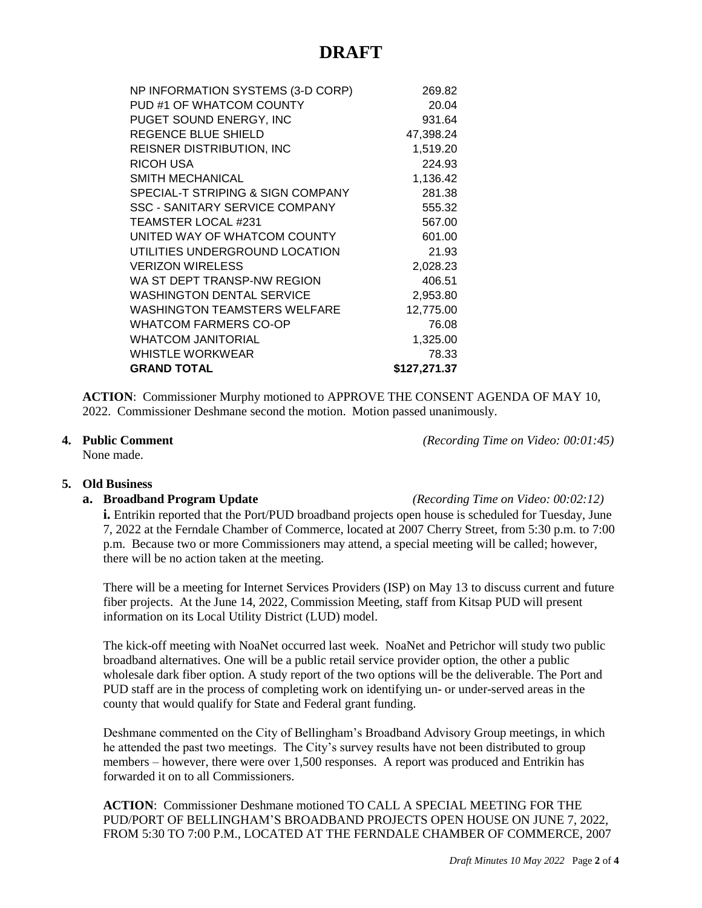# DRAFT

| | |
|---|---:|
| NP INFORMATION SYSTEMS (3-D CORP) | 269.82 |
| PUD #1 OF WHATCOM COUNTY | 20.04 |
| PUGET SOUND ENERGY, INC | 931.64 |
| REGENCE BLUE SHIELD | 47,398.24 |
| REISNER DISTRIBUTION, INC | 1,519.20 |
| RICOH USA | 224.93 |
| SMITH MECHANICAL | 1,136.42 |
| SPECIAL-T STRIPING & SIGN COMPANY | 281.38 |
| SSC - SANITARY SERVICE COMPANY | 555.32 |
| TEAMSTER LOCAL #231 | 567.00 |
| UNITED WAY OF WHATCOM COUNTY | 601.00 |
| UTILITIES UNDERGROUND LOCATION | 21.93 |
| VERIZON WIRELESS | 2,028.23 |
| WA ST DEPT TRANSP-NW REGION | 406.51 |
| WASHINGTON DENTAL SERVICE | 2,953.80 |
| WASHINGTON TEAMSTERS WELFARE | 12,775.00 |
| WHATCOM FARMERS CO-OP | 76.08 |
| WHATCOM JANITORIAL | 1,325.00 |
| WHISTLE WORKWEAR | 78.33 |
| **GRAND TOTAL** | **$127,271.37** |

**ACTION**: Commissioner Murphy motioned to APPROVE THE CONSENT AGENDA OF MAY 10, 2022. Commissioner Deshmane second the motion. Motion passed unanimously.

**4. Public Comment** *(Recording Time on Video: 00:01:45)*

None made.

**5. Old Business**

**a. Broadband Program Update** *(Recording Time on Video: 00:02:12)*

**i.** Entrikin reported that the Port/PUD broadband projects open house is scheduled for Tuesday, June 7, 2022 at the Ferndale Chamber of Commerce, located at 2007 Cherry Street, from 5:30 p.m. to 7:00 p.m. Because two or more Commissioners may attend, a special meeting will be called; however, there will be no action taken at the meeting.

There will be a meeting for Internet Services Providers (ISP) on May 13 to discuss current and future fiber projects. At the June 14, 2022, Commission Meeting, staff from Kitsap PUD will present information on its Local Utility District (LUD) model.

The kick-off meeting with NoaNet occurred last week. NoaNet and Petrichor will study two public broadband alternatives. One will be a public retail service provider option, the other a public wholesale dark fiber option. A study report of the two options will be the deliverable. The Port and PUD staff are in the process of completing work on identifying un- or under-served areas in the county that would qualify for State and Federal grant funding.

Deshmane commented on the City of Bellingham's Broadband Advisory Group meetings, in which he attended the past two meetings. The City's survey results have not been distributed to group members – however, there were over 1,500 responses. A report was produced and Entrikin has forwarded it on to all Commissioners.

**ACTION**: Commissioner Deshmane motioned TO CALL A SPECIAL MEETING FOR THE PUD/PORT OF BELLINGHAM'S BROADBAND PROJECTS OPEN HOUSE ON JUNE 7, 2022, FROM 5:30 TO 7:00 P.M., LOCATED AT THE FERNDALE CHAMBER OF COMMERCE, 2007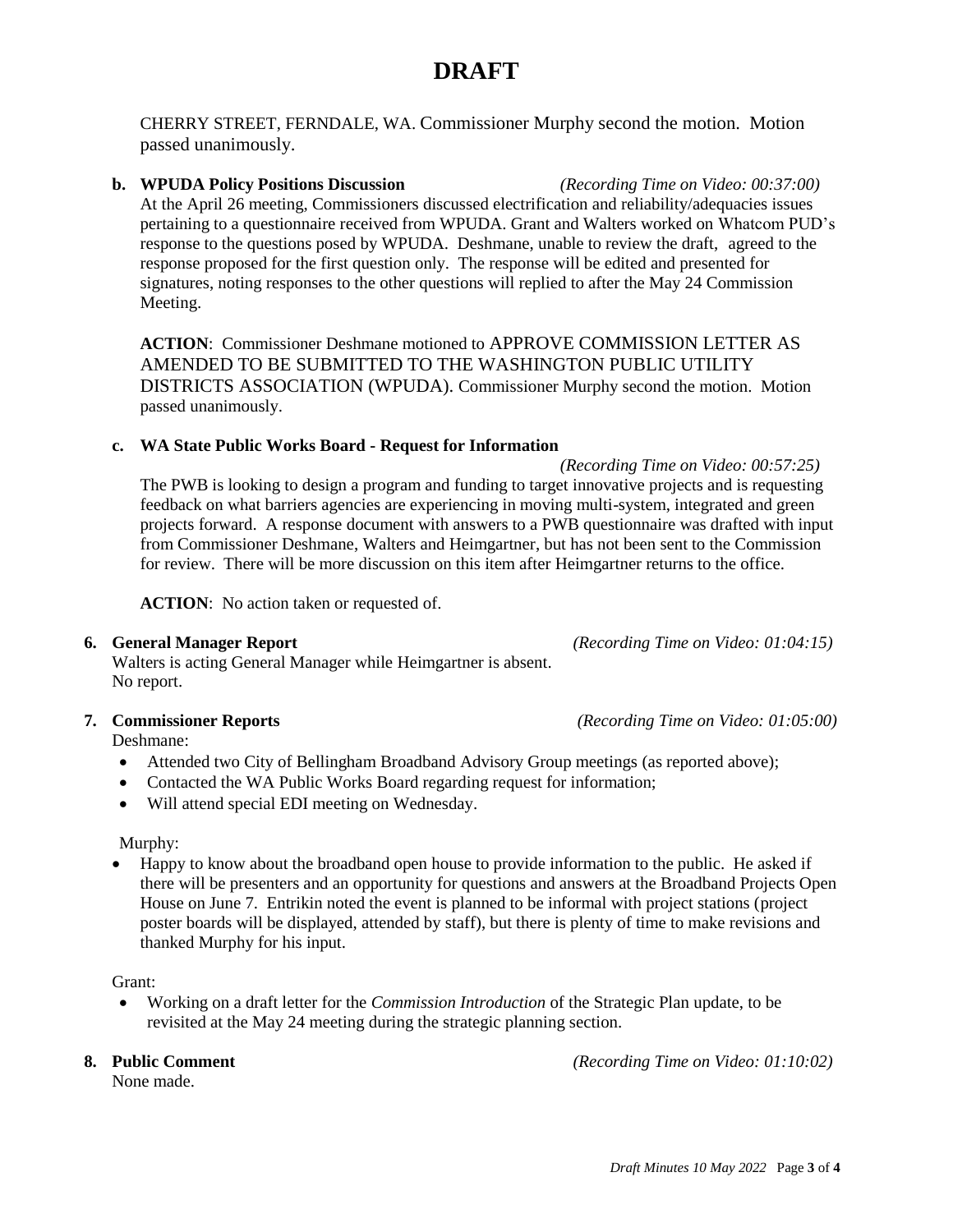# DRAFT

CHERRY STREET, FERNDALE, WA. Commissioner Murphy second the motion. Motion passed unanimously.

**b. WPUDA Policy Positions Discussion** *(Recording Time on Video: 00:37:00)*

At the April 26 meeting, Commissioners discussed electrification and reliability/adequacies issues pertaining to a questionnaire received from WPUDA. Grant and Walters worked on Whatcom PUD's response to the questions posed by WPUDA. Deshmane, unable to review the draft, agreed to the response proposed for the first question only. The response will be edited and presented for signatures, noting responses to the other questions will replied to after the May 24 Commission Meeting.

**ACTION**: Commissioner Deshmane motioned to APPROVE COMMISSION LETTER AS AMENDED TO BE SUBMITTED TO THE WASHINGTON PUBLIC UTILITY DISTRICTS ASSOCIATION (WPUDA). Commissioner Murphy second the motion. Motion passed unanimously.

**c. WA State Public Works Board - Request for Information** *(Recording Time on Video: 00:57:25)*

The PWB is looking to design a program and funding to target innovative projects and is requesting feedback on what barriers agencies are experiencing in moving multi-system, integrated and green projects forward. A response document with answers to a PWB questionnaire was drafted with input from Commissioner Deshmane, Walters and Heimgartner, but has not been sent to the Commission for review. There will be more discussion on this item after Heimgartner returns to the office.

**ACTION**: No action taken or requested of.

**6. General Manager Report** *(Recording Time on Video: 01:04:15)*

Walters is acting General Manager while Heimgartner is absent.
No report.

**7. Commissioner Reports** *(Recording Time on Video: 01:05:00)*

Deshmane:

- Attended two City of Bellingham Broadband Advisory Group meetings (as reported above);
- Contacted the WA Public Works Board regarding request for information;
- Will attend special EDI meeting on Wednesday.

Murphy:

- Happy to know about the broadband open house to provide information to the public. He asked if there will be presenters and an opportunity for questions and answers at the Broadband Projects Open House on June 7. Entrikin noted the event is planned to be informal with project stations (project poster boards will be displayed, attended by staff), but there is plenty of time to make revisions and thanked Murphy for his input.

Grant:

- Working on a draft letter for the *Commission Introduction* of the Strategic Plan update, to be revisited at the May 24 meeting during the strategic planning section.

**8. Public Comment** *(Recording Time on Video: 01:10:02)*

None made.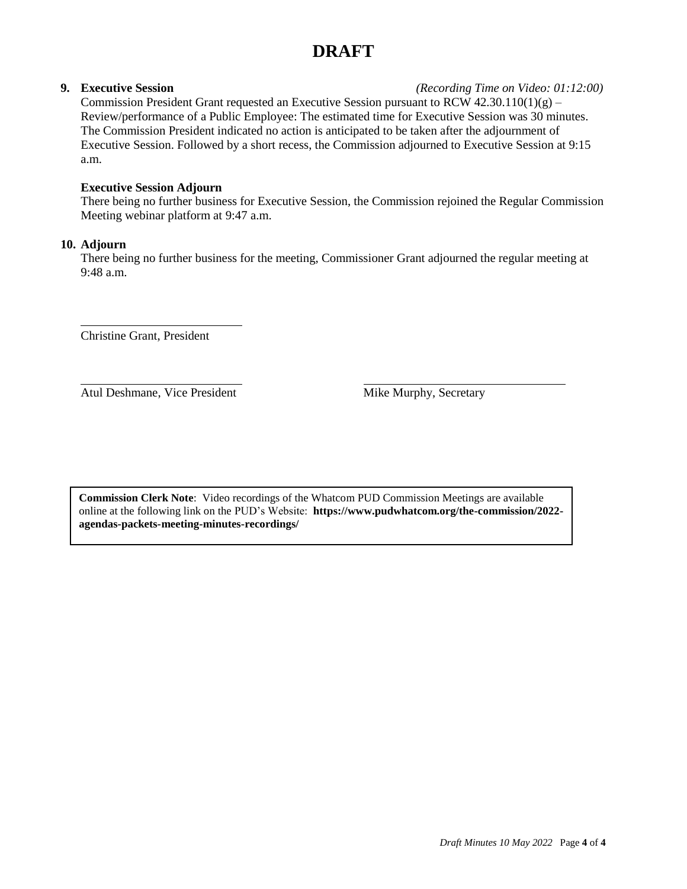# DRAFT

**9. Executive Session** *(Recording Time on Video: 01:12:00)*

Commission President Grant requested an Executive Session pursuant to RCW 42.30.110(1)(g) – Review/performance of a Public Employee: The estimated time for Executive Session was 30 minutes. The Commission President indicated no action is anticipated to be taken after the adjournment of Executive Session. Followed by a short recess, the Commission adjourned to Executive Session at 9:15 a.m.

**Executive Session Adjourn**

There being no further business for Executive Session, the Commission rejoined the Regular Commission Meeting webinar platform at 9:47 a.m.

**10. Adjourn**

There being no further business for the meeting, Commissioner Grant adjourned the regular meeting at 9:48 a.m.

\_\_\_\_\_\_\_\_\_\_\_\_\_\_\_\_\_\_\_\_\_\_\_\_\_\_\_\_
Christine Grant, President

\_\_\_\_\_\_\_\_\_\_\_\_\_\_\_\_\_\_\_\_\_\_\_\_\_\_\_\_
Atul Deshmane, Vice President

\_\_\_\_\_\_\_\_\_\_\_\_\_\_\_\_\_\_\_\_\_\_\_\_\_\_\_\_
Mike Murphy, Secretary

**Commission Clerk Note**: Video recordings of the Whatcom PUD Commission Meetings are available online at the following link on the PUD's Website: **https://www.pudwhatcom.org/the-commission/2022-agendas-packets-meeting-minutes-recordings/**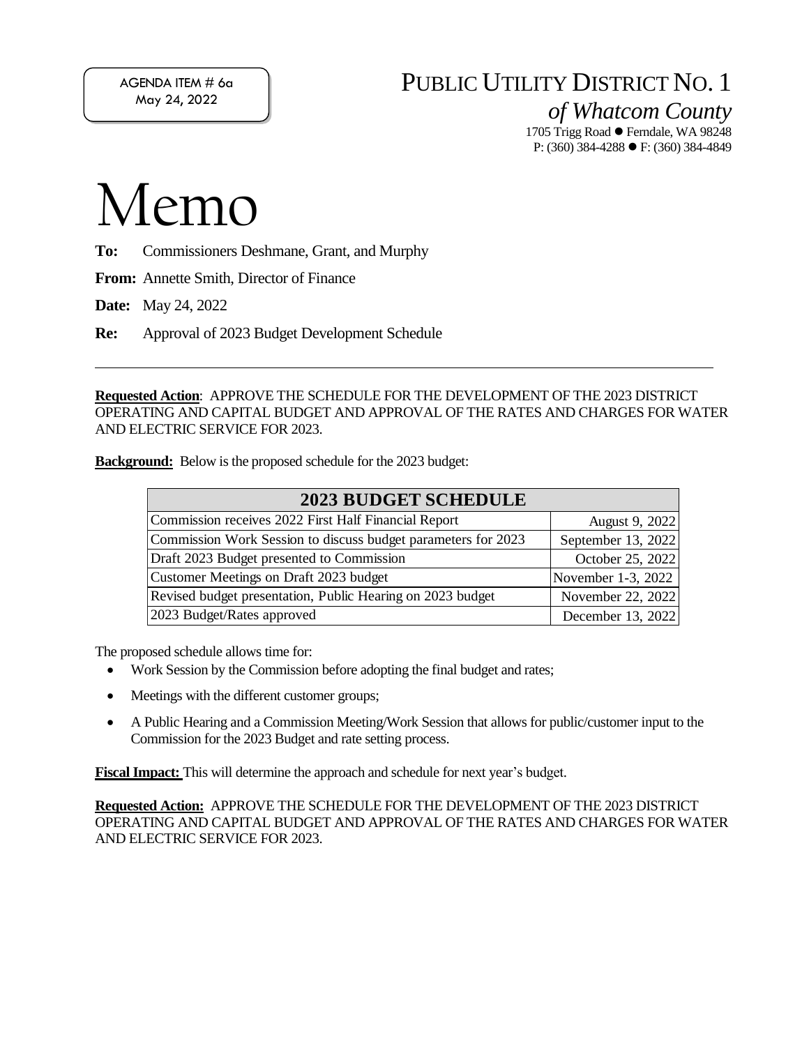AGENDA ITEM # 6a
May 24, 2022

PUBLIC UTILITY DISTRICT NO. 1
*of Whatcom County*
1705 Trigg Road ● Ferndale, WA 98248
P: (360) 384-4288 ● F: (360) 384-4849

# Memo

**To:** Commissioners Deshmane, Grant, and Murphy

**From:** Annette Smith, Director of Finance

**Date:** May 24, 2022

**Re:** Approval of 2023 Budget Development Schedule

---

**Requested Action**: APPROVE THE SCHEDULE FOR THE DEVELOPMENT OF THE 2023 DISTRICT OPERATING AND CAPITAL BUDGET AND APPROVAL OF THE RATES AND CHARGES FOR WATER AND ELECTRIC SERVICE FOR 2023.

**Background:** Below is the proposed schedule for the 2023 budget:

| 2023 BUDGET SCHEDULE | |
|---|---|
| Commission receives 2022 First Half Financial Report | August 9, 2022 |
| Commission Work Session to discuss budget parameters for 2023 | September 13, 2022 |
| Draft 2023 Budget presented to Commission | October 25, 2022 |
| Customer Meetings on Draft 2023 budget | November 1-3, 2022 |
| Revised budget presentation, Public Hearing on 2023 budget | November 22, 2022 |
| 2023 Budget/Rates approved | December 13, 2022 |

The proposed schedule allows time for:

- Work Session by the Commission before adopting the final budget and rates;
- Meetings with the different customer groups;
- A Public Hearing and a Commission Meeting/Work Session that allows for public/customer input to the Commission for the 2023 Budget and rate setting process.

**Fiscal Impact:** This will determine the approach and schedule for next year's budget.

**Requested Action:** APPROVE THE SCHEDULE FOR THE DEVELOPMENT OF THE 2023 DISTRICT OPERATING AND CAPITAL BUDGET AND APPROVAL OF THE RATES AND CHARGES FOR WATER AND ELECTRIC SERVICE FOR 2023.